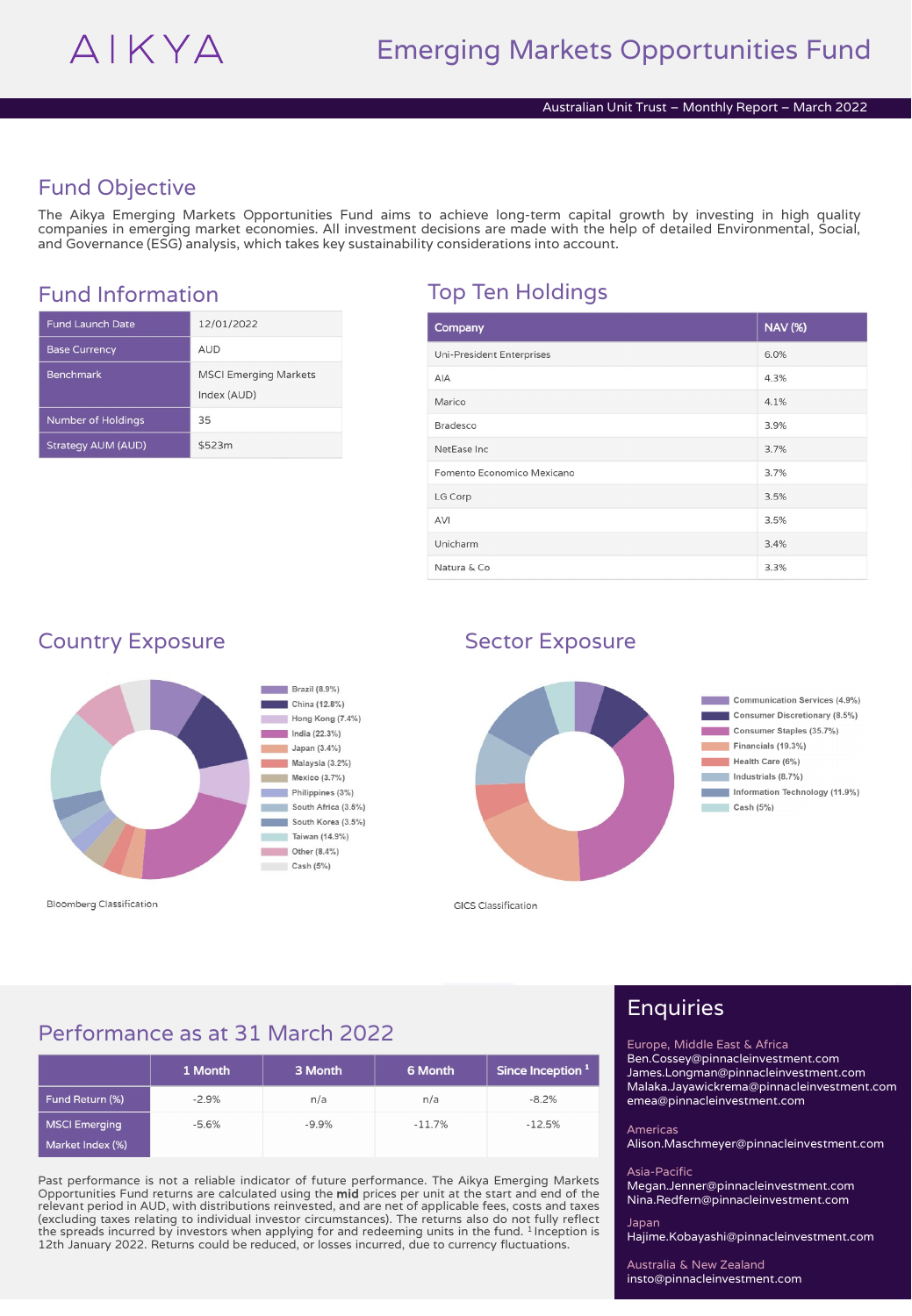# AIKYA

# Emerging Markets Opportunities Fund

Australian Unit Trust – Monthly Report – March 2022

## Fund Objective

The Aikya Emerging Markets Opportunities Fund aims to achieve long-term capital growth by investing in high quality companies in emerging market economies. All investment decisions are made with the help of detailed Environmental, Social, and Governance (ESG) analysis, which takes key sustainability considerations into account.

## Fund Information

| | |
|---|---|
| Fund Launch Date | 12/01/2022 |
| Base Currency | AUD |
| Benchmark | MSCI Emerging Markets Index (AUD) |
| Number of Holdings | 35 |
| Strategy AUM (AUD) | $523m |

## Top Ten Holdings

| Company | NAV (%) |
|---|---|
| Uni-President Enterprises | 6.0% |
| AIA | 4.3% |
| Marico | 4.1% |
| Bradesco | 3.9% |
| NetEase Inc | 3.7% |
| Fomento Economico Mexicano | 3.7% |
| LG Corp | 3.5% |
| AVI | 3.5% |
| Unicharm | 3.4% |
| Natura & Co | 3.3% |

## Country Exposure

- Brazil (8.9%)
- China (12.8%)
- Hong Kong (7.4%)
- India (22.3%)
- Japan (3.4%)
- Malaysia (3.2%)
- Mexico (3.7%)
- Philippines (3%)
- South Africa (3.5%)
- South Korea (3.5%)
- Taiwan (14.9%)
- Other (8.4%)
- Cash (5%)

Bloomberg Classification

## Sector Exposure

- Communication Services (4.9%)
- Consumer Discretionary (8.5%)
- Consumer Staples (35.7%)
- Financials (19.3%)
- Health Care (6%)
- Industrials (8.7%)
- Information Technology (11.9%)
- Cash (5%)

GICS Classification

## Performance as at 31 March 2022

| | 1 Month | 3 Month | 6 Month | Since Inception [1] |
|---|---|---|---|---|
| Fund Return (%) | -2.9% | n/a | n/a | -8.2% |
| MSCI Emerging Market Index (%) | -5.6% | -9.9% | -11.7% | -12.5% |

Past performance is not a reliable indicator of future performance. The Aikya Emerging Markets Opportunities Fund returns are calculated using the **mid** prices per unit at the start and end of the relevant period in AUD, with distributions reinvested, and are net of applicable fees, costs and taxes (excluding taxes relating to individual investor circumstances). The returns also do not fully reflect the spreads incurred by investors when applying for and redeeming units in the fund. [1] Inception is 12th January 2022. Returns could be reduced, or losses incurred, due to currency fluctuations.

## Enquiries

Europe, Middle East & Africa
Ben.Cossey@pinnacleinvestment.com
James.Longman@pinnacleinvestment.com
Malaka.Jayawickrema@pinnacleinvestment.com
emea@pinnacleinvestment.com

Americas
Alison.Maschmeyer@pinnacleinvestment.com

Asia-Pacific
Megan.Jenner@pinnacleinvestment.com
Nina.Redfern@pinnacleinvestment.com

Japan
Hajime.Kobayashi@pinnacleinvestment.com

Australia & New Zealand
insto@pinnacleinvestment.com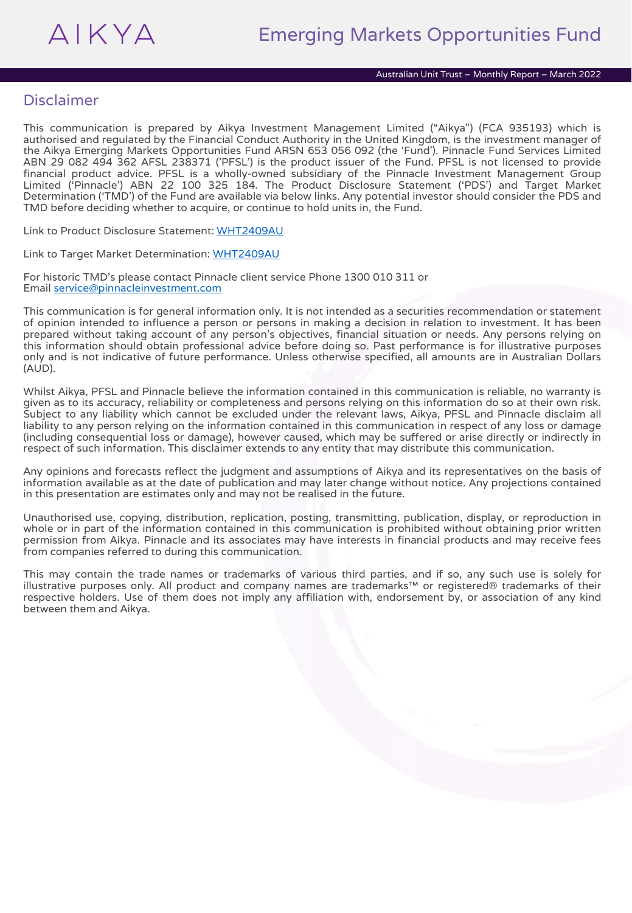## Disclaimer

This communication is prepared by Aikya Investment Management Limited ("Aikya") (FCA 935193) which is authorised and regulated by the Financial Conduct Authority in the United Kingdom, is the investment manager of the Aikya Emerging Markets Opportunities Fund ARSN 653 056 092 (the 'Fund'). Pinnacle Fund Services Limited ABN 29 082 494 362 AFSL 238371 ('PFSL') is the product issuer of the Fund. PFSL is not licensed to provide financial product advice. PFSL is a wholly-owned subsidiary of the Pinnacle Investment Management Group Limited ('Pinnacle') ABN 22 100 325 184. The Product Disclosure Statement ('PDS') and Target Market Determination ('TMD') of the Fund are available via below links. Any potential investor should consider the PDS and TMD before deciding whether to acquire, or continue to hold units in, the Fund.

Link to Product Disclosure Statement: WHT2409AU

Link to Target Market Determination: WHT2409AU

For historic TMD's please contact Pinnacle client service Phone 1300 010 311 or
Email service@pinnacleinvestment.com

This communication is for general information only. It is not intended as a securities recommendation or statement of opinion intended to influence a person or persons in making a decision in relation to investment. It has been prepared without taking account of any person's objectives, financial situation or needs. Any persons relying on this information should obtain professional advice before doing so. Past performance is for illustrative purposes only and is not indicative of future performance. Unless otherwise specified, all amounts are in Australian Dollars (AUD).

Whilst Aikya, PFSL and Pinnacle believe the information contained in this communication is reliable, no warranty is given as to its accuracy, reliability or completeness and persons relying on this information do so at their own risk. Subject to any liability which cannot be excluded under the relevant laws, Aikya, PFSL and Pinnacle disclaim all liability to any person relying on the information contained in this communication in respect of any loss or damage (including consequential loss or damage), however caused, which may be suffered or arise directly or indirectly in respect of such information. This disclaimer extends to any entity that may distribute this communication.

Any opinions and forecasts reflect the judgment and assumptions of Aikya and its representatives on the basis of information available as at the date of publication and may later change without notice. Any projections contained in this presentation are estimates only and may not be realised in the future.

Unauthorised use, copying, distribution, replication, posting, transmitting, publication, display, or reproduction in whole or in part of the information contained in this communication is prohibited without obtaining prior written permission from Aikya. Pinnacle and its associates may have interests in financial products and may receive fees from companies referred to during this communication.

This may contain the trade names or trademarks of various third parties, and if so, any such use is solely for illustrative purposes only. All product and company names are trademarks™ or registered® trademarks of their respective holders. Use of them does not imply any affiliation with, endorsement by, or association of any kind between them and Aikya.